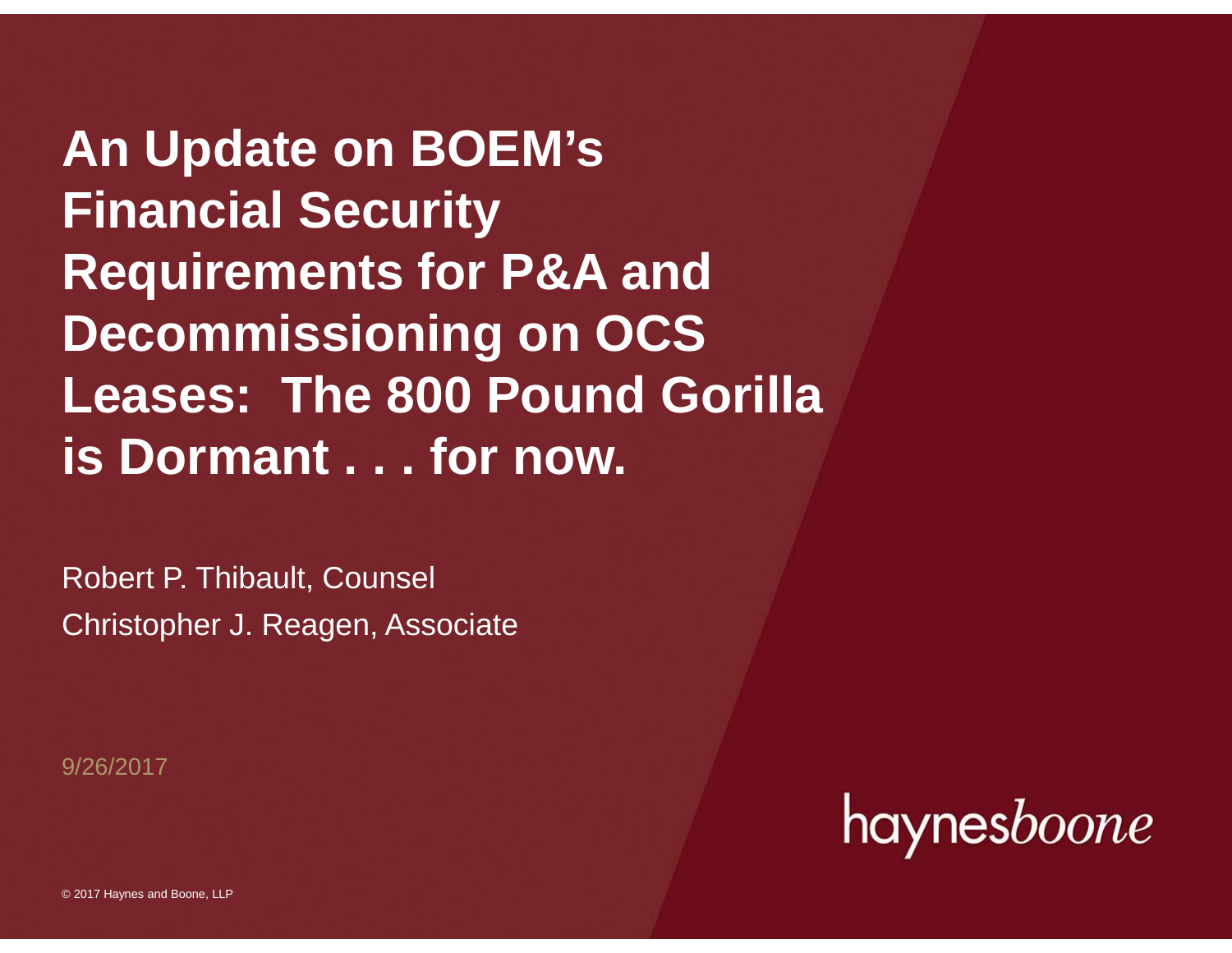# An Update on BOEM's Financial Security Requirements for P&A and Decommissioning on OCS Leases: The 800 Pound Gorilla is Dormant . . . for now.

Robert P. Thibault, Counsel

Christopher J. Reagen, Associate

9/26/2017

haynesboone

© 2017 Haynes and Boone, LLP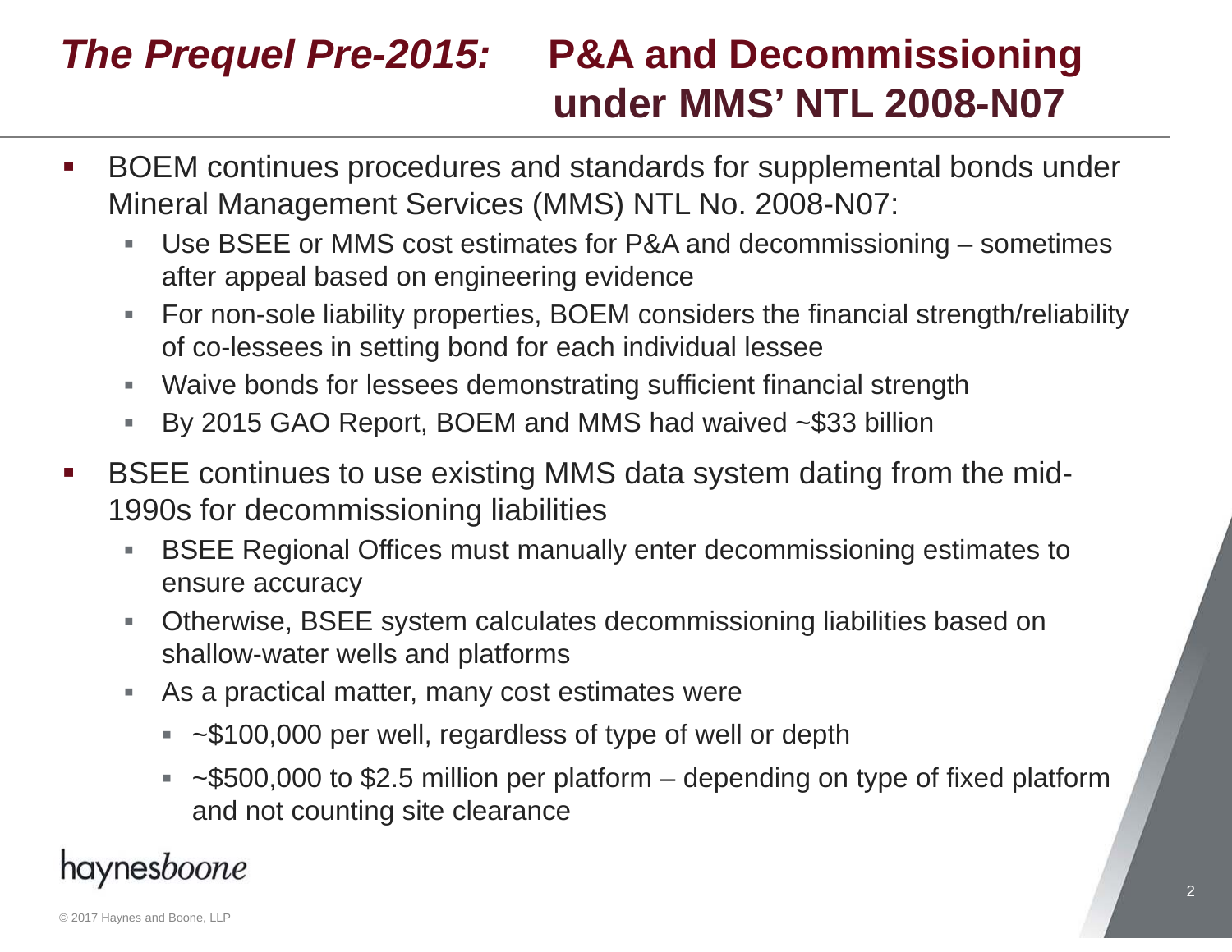# *The Prequel Pre-2015:* P&A and Decommissioning under MMS' NTL 2008-N07

- BOEM continues procedures and standards for supplemental bonds under Mineral Management Services (MMS) NTL No. 2008-N07:
  - Use BSEE or MMS cost estimates for P&A and decommissioning – sometimes after appeal based on engineering evidence
  - For non-sole liability properties, BOEM considers the financial strength/reliability of co-lessees in setting bond for each individual lessee
  - Waive bonds for lessees demonstrating sufficient financial strength
  - By 2015 GAO Report, BOEM and MMS had waived ~$33 billion
- BSEE continues to use existing MMS data system dating from the mid-1990s for decommissioning liabilities
  - BSEE Regional Offices must manually enter decommissioning estimates to ensure accuracy
  - Otherwise, BSEE system calculates decommissioning liabilities based on shallow-water wells and platforms
  - As a practical matter, many cost estimates were
    - ~$100,000 per well, regardless of type of well or depth
    - ~$500,000 to $2.5 million per platform – depending on type of fixed platform and not counting site clearance

haynesboone

© 2017 Haynes and Boone, LLP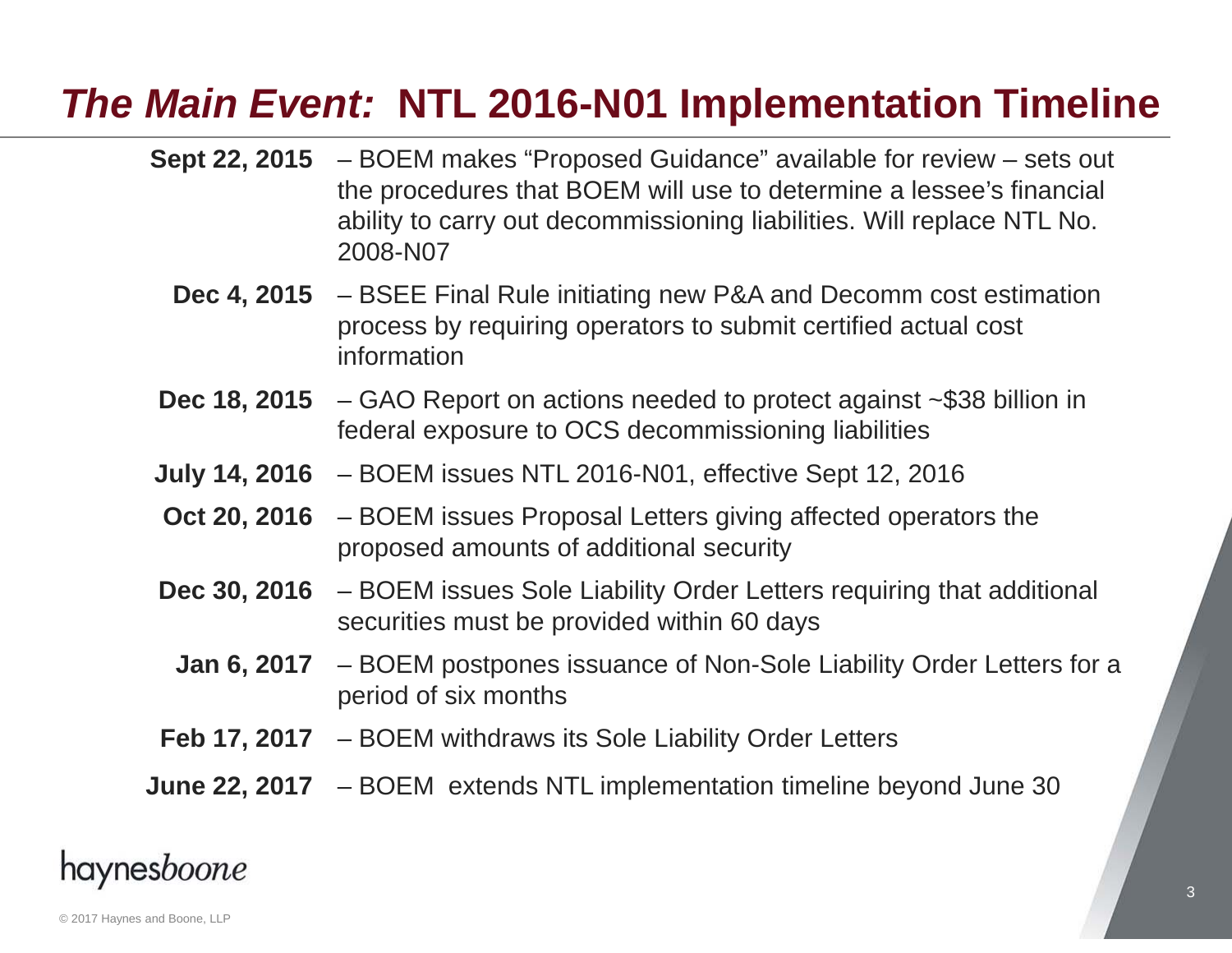# *The Main Event:* NTL 2016-N01 Implementation Timeline

**Sept 22, 2015** – BOEM makes "Proposed Guidance" available for review – sets out the procedures that BOEM will use to determine a lessee's financial ability to carry out decommissioning liabilities. Will replace NTL No. 2008-N07

**Dec 4, 2015** – BSEE Final Rule initiating new P&A and Decomm cost estimation process by requiring operators to submit certified actual cost information

**Dec 18, 2015** – GAO Report on actions needed to protect against ~$38 billion in federal exposure to OCS decommissioning liabilities

**July 14, 2016** – BOEM issues NTL 2016-N01, effective Sept 12, 2016

**Oct 20, 2016** – BOEM issues Proposal Letters giving affected operators the proposed amounts of additional security

**Dec 30, 2016** – BOEM issues Sole Liability Order Letters requiring that additional securities must be provided within 60 days

**Jan 6, 2017** – BOEM postpones issuance of Non-Sole Liability Order Letters for a period of six months

**Feb 17, 2017** – BOEM withdraws its Sole Liability Order Letters

**June 22, 2017** – BOEM extends NTL implementation timeline beyond June 30

haynes*boone*

© 2017 Haynes and Boone, LLP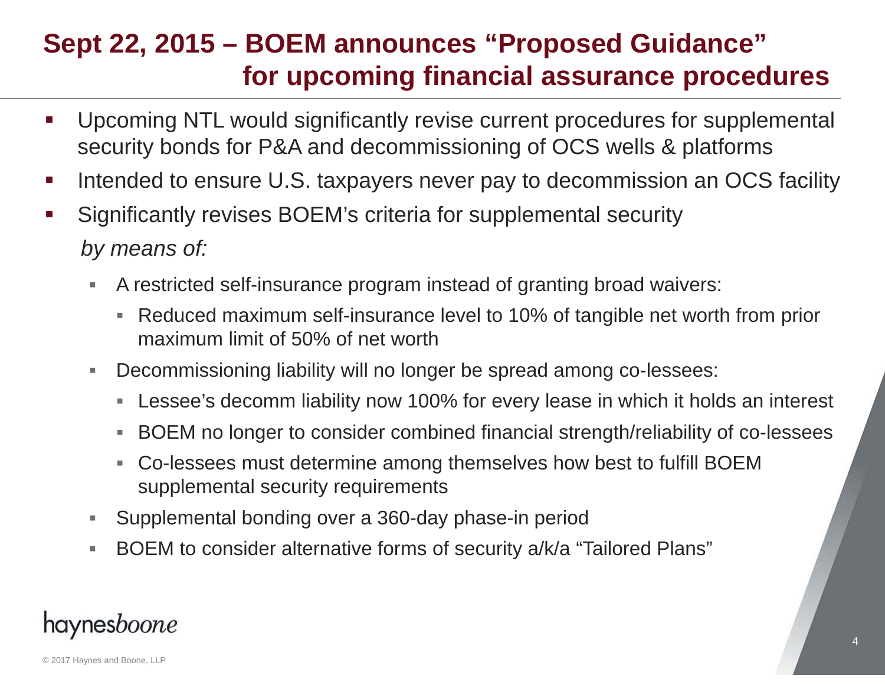# Sept 22, 2015 – BOEM announces "Proposed Guidance" for upcoming financial assurance procedures

- Upcoming NTL would significantly revise current procedures for supplemental security bonds for P&A and decommissioning of OCS wells & platforms
- Intended to ensure U.S. taxpayers never pay to decommission an OCS facility
- Significantly revises BOEM's criteria for supplemental security

  *by means of:*

  - A restricted self-insurance program instead of granting broad waivers:
    - Reduced maximum self-insurance level to 10% of tangible net worth from prior maximum limit of 50% of net worth
  - Decommissioning liability will no longer be spread among co-lessees:
    - Lessee's decomm liability now 100% for every lease in which it holds an interest
    - BOEM no longer to consider combined financial strength/reliability of co-lessees
    - Co-lessees must determine among themselves how best to fulfill BOEM supplemental security requirements
  - Supplemental bonding over a 360-day phase-in period
  - BOEM to consider alternative forms of security a/k/a "Tailored Plans"

haynesboone

© 2017 Haynes and Boone, LLP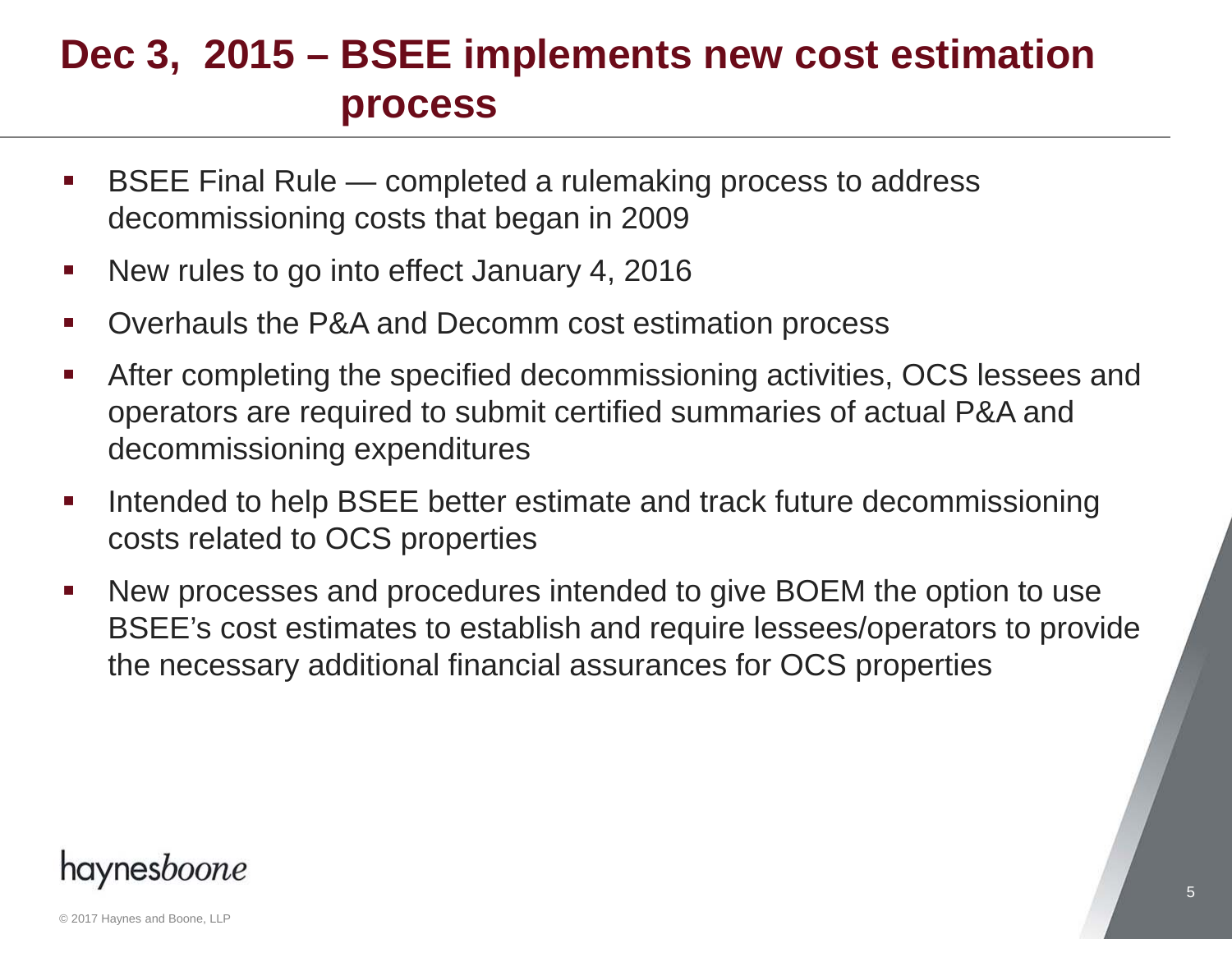# Dec 3, 2015 – BSEE implements new cost estimation process

- BSEE Final Rule — completed a rulemaking process to address decommissioning costs that began in 2009
- New rules to go into effect January 4, 2016
- Overhauls the P&A and Decomm cost estimation process
- After completing the specified decommissioning activities, OCS lessees and operators are required to submit certified summaries of actual P&A and decommissioning expenditures
- Intended to help BSEE better estimate and track future decommissioning costs related to OCS properties
- New processes and procedures intended to give BOEM the option to use BSEE's cost estimates to establish and require lessees/operators to provide the necessary additional financial assurances for OCS properties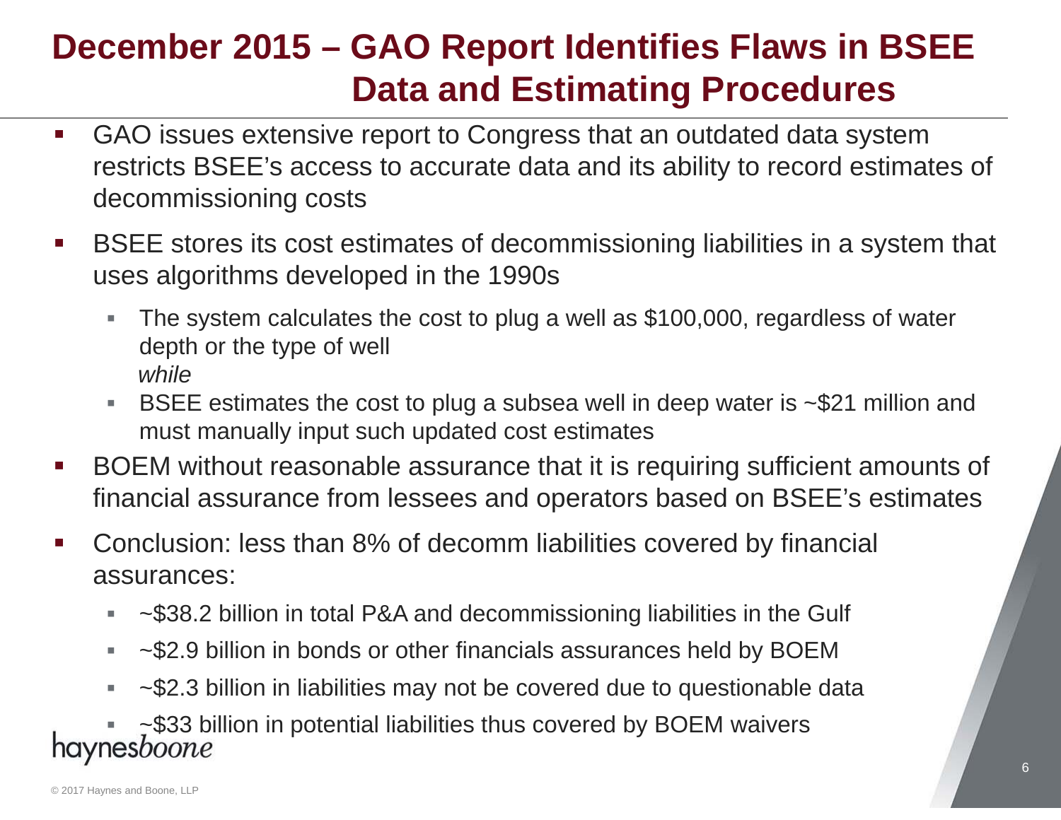# December 2015 – GAO Report Identifies Flaws in BSEE Data and Estimating Procedures

- GAO issues extensive report to Congress that an outdated data system restricts BSEE's access to accurate data and its ability to record estimates of decommissioning costs
- BSEE stores its cost estimates of decommissioning liabilities in a system that uses algorithms developed in the 1990s
  - The system calculates the cost to plug a well as $100,000, regardless of water depth or the type of well
    *while*
  - BSEE estimates the cost to plug a subsea well in deep water is ~$21 million and must manually input such updated cost estimates
- BOEM without reasonable assurance that it is requiring sufficient amounts of financial assurance from lessees and operators based on BSEE's estimates
- Conclusion: less than 8% of decomm liabilities covered by financial assurances:
  - ~$38.2 billion in total P&A and decommissioning liabilities in the Gulf
  - ~$2.9 billion in bonds or other financials assurances held by BOEM
  - ~$2.3 billion in liabilities may not be covered due to questionable data
  - ~$33 billion in potential liabilities thus covered by BOEM waivers

haynesboone

© 2017 Haynes and Boone, LLP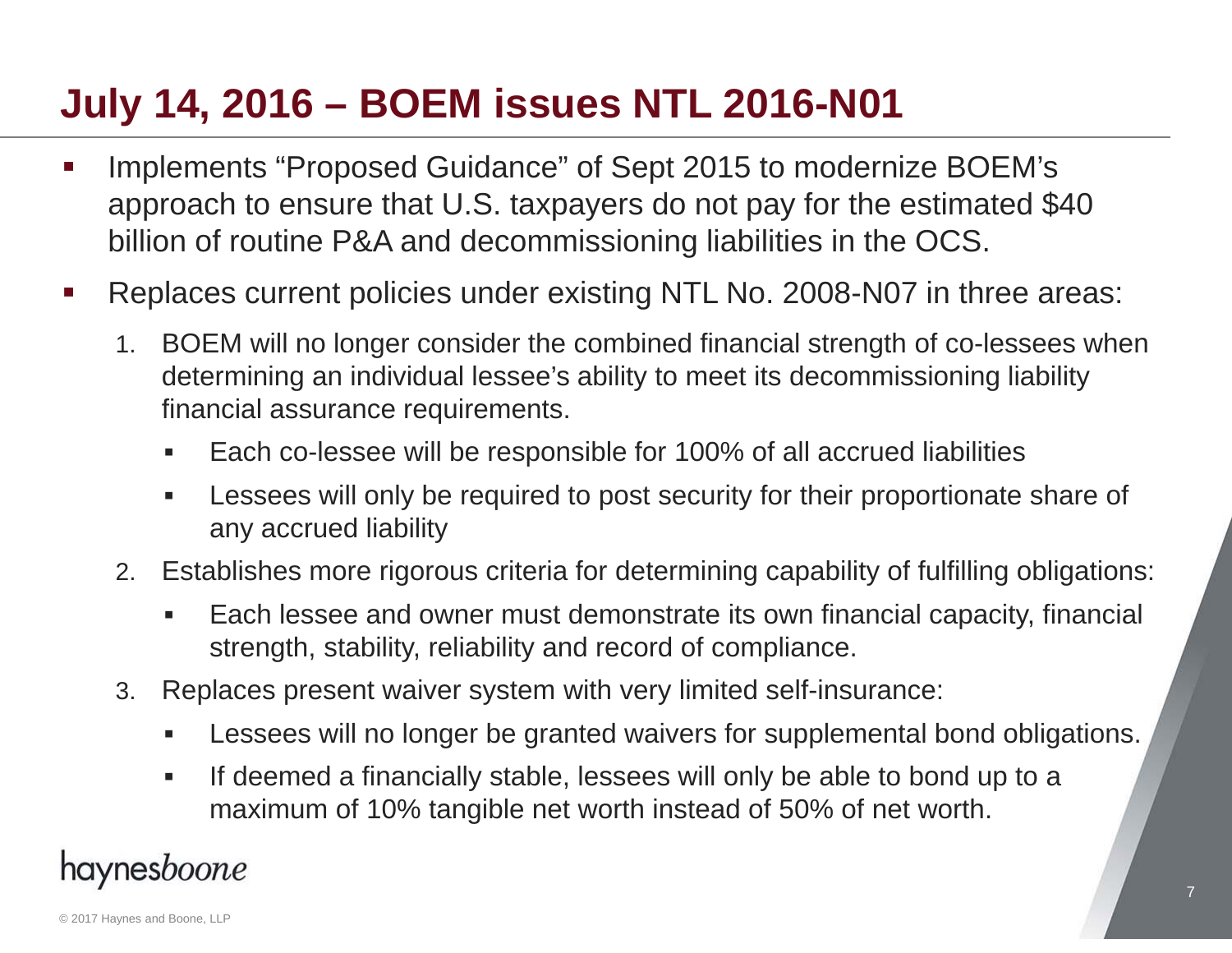# July 14, 2016 – BOEM issues NTL 2016-N01

- Implements "Proposed Guidance" of Sept 2015 to modernize BOEM's approach to ensure that U.S. taxpayers do not pay for the estimated $40 billion of routine P&A and decommissioning liabilities in the OCS.
- Replaces current policies under existing NTL No. 2008-N07 in three areas:
  1. BOEM will no longer consider the combined financial strength of co-lessees when determining an individual lessee's ability to meet its decommissioning liability financial assurance requirements.
     - Each co-lessee will be responsible for 100% of all accrued liabilities
     - Lessees will only be required to post security for their proportionate share of any accrued liability
  2. Establishes more rigorous criteria for determining capability of fulfilling obligations:
     - Each lessee and owner must demonstrate its own financial capacity, financial strength, stability, reliability and record of compliance.
  3. Replaces present waiver system with very limited self-insurance:
     - Lessees will no longer be granted waivers for supplemental bond obligations.
     - If deemed a financially stable, lessees will only be able to bond up to a maximum of 10% tangible net worth instead of 50% of net worth.

haynesboone

© 2017 Haynes and Boone, LLP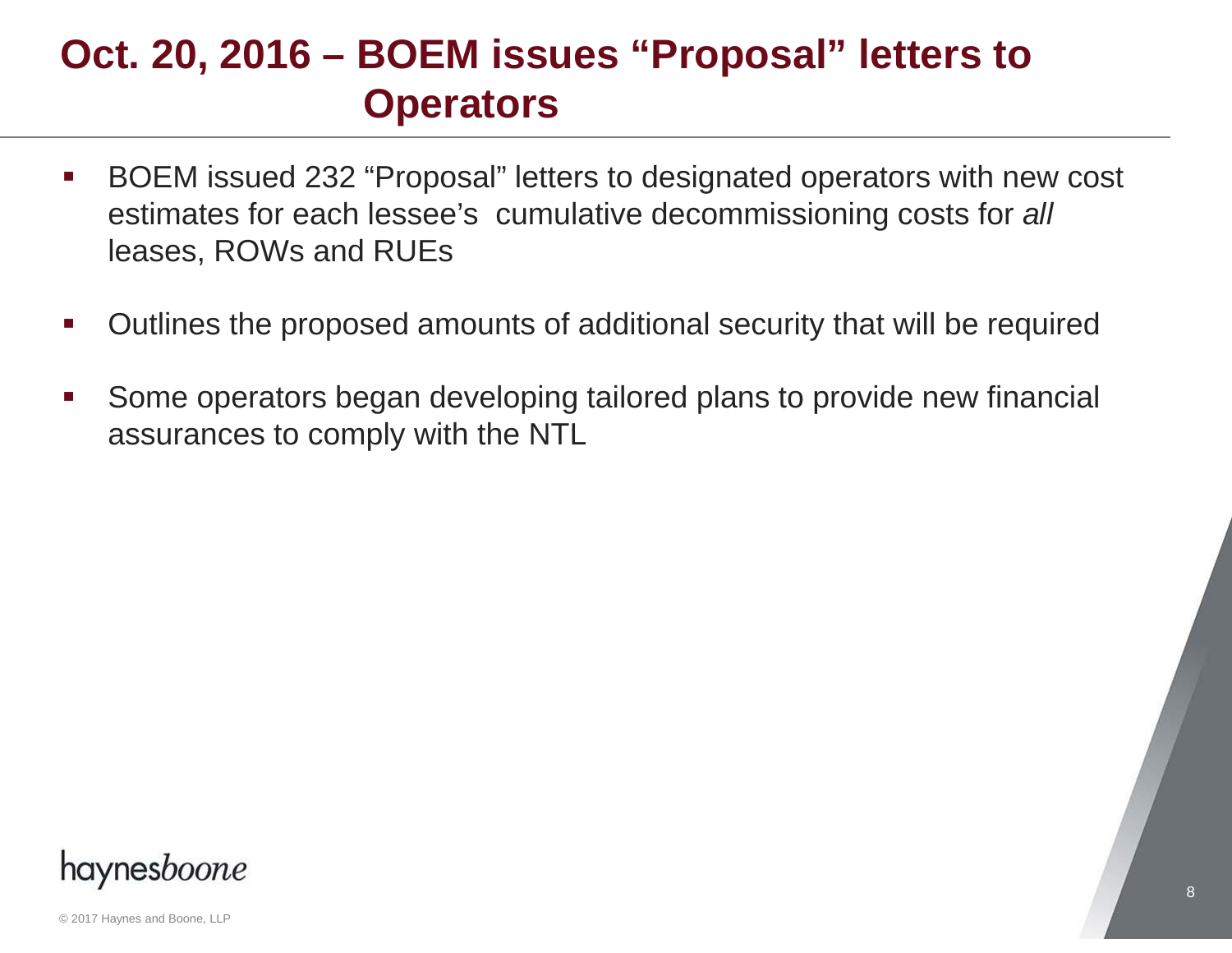# Oct. 20, 2016 – BOEM issues "Proposal" letters to Operators

- BOEM issued 232 "Proposal" letters to designated operators with new cost estimates for each lessee's cumulative decommissioning costs for *all* leases, ROWs and RUEs
- Outlines the proposed amounts of additional security that will be required
- Some operators began developing tailored plans to provide new financial assurances to comply with the NTL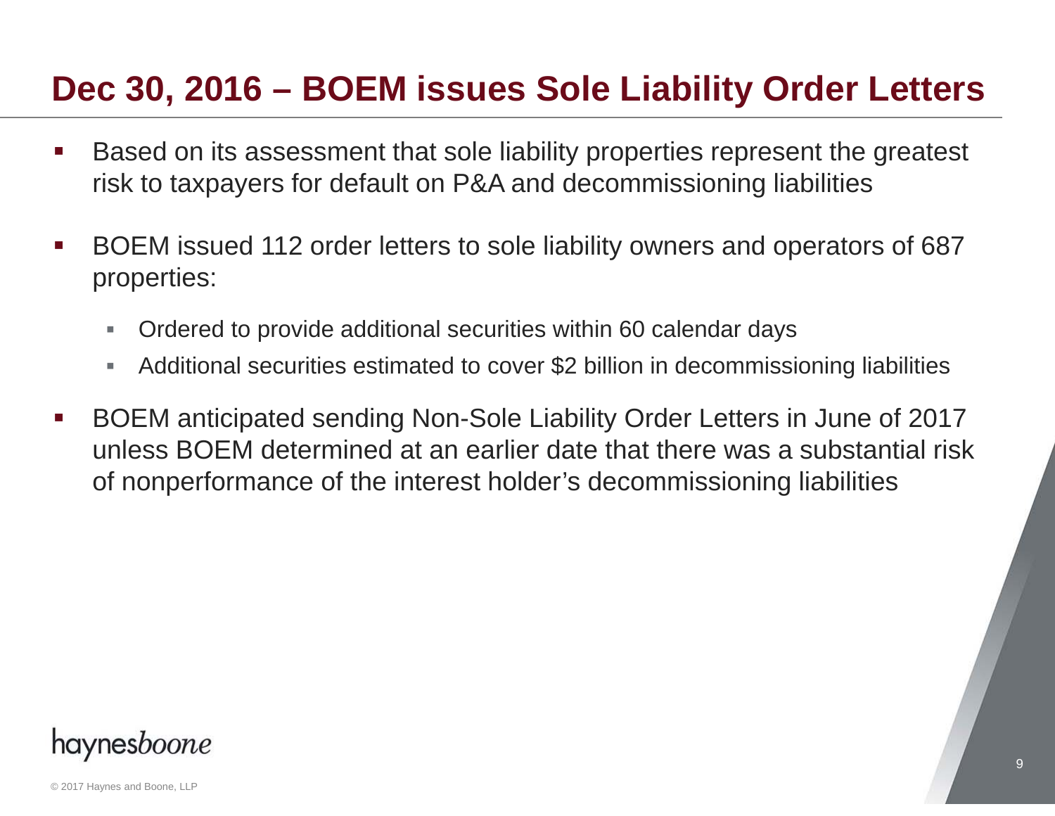# Dec 30, 2016 – BOEM issues Sole Liability Order Letters

- Based on its assessment that sole liability properties represent the greatest risk to taxpayers for default on P&A and decommissioning liabilities
- BOEM issued 112 order letters to sole liability owners and operators of 687 properties:
  - Ordered to provide additional securities within 60 calendar days
  - Additional securities estimated to cover $2 billion in decommissioning liabilities
- BOEM anticipated sending Non-Sole Liability Order Letters in June of 2017 unless BOEM determined at an earlier date that there was a substantial risk of nonperformance of the interest holder's decommissioning liabilities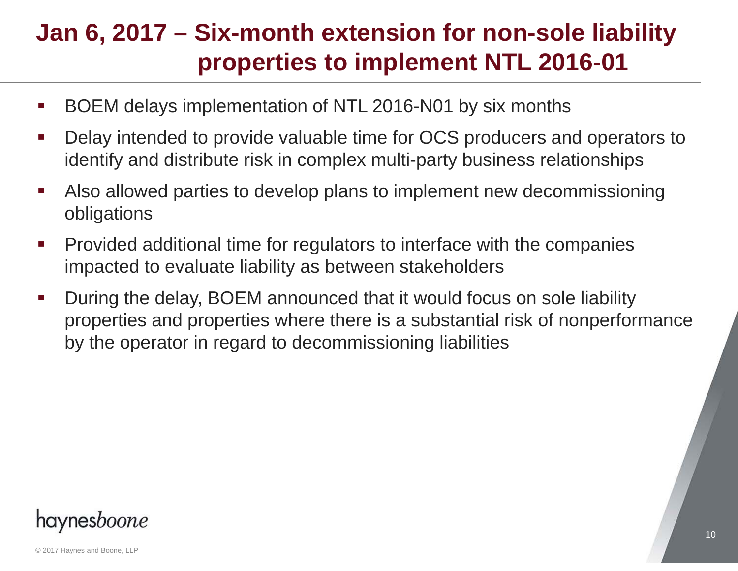# Jan 6, 2017 – Six-month extension for non-sole liability properties to implement NTL 2016-01

- BOEM delays implementation of NTL 2016-N01 by six months
- Delay intended to provide valuable time for OCS producers and operators to identify and distribute risk in complex multi-party business relationships
- Also allowed parties to develop plans to implement new decommissioning obligations
- Provided additional time for regulators to interface with the companies impacted to evaluate liability as between stakeholders
- During the delay, BOEM announced that it would focus on sole liability properties and properties where there is a substantial risk of nonperformance by the operator in regard to decommissioning liabilities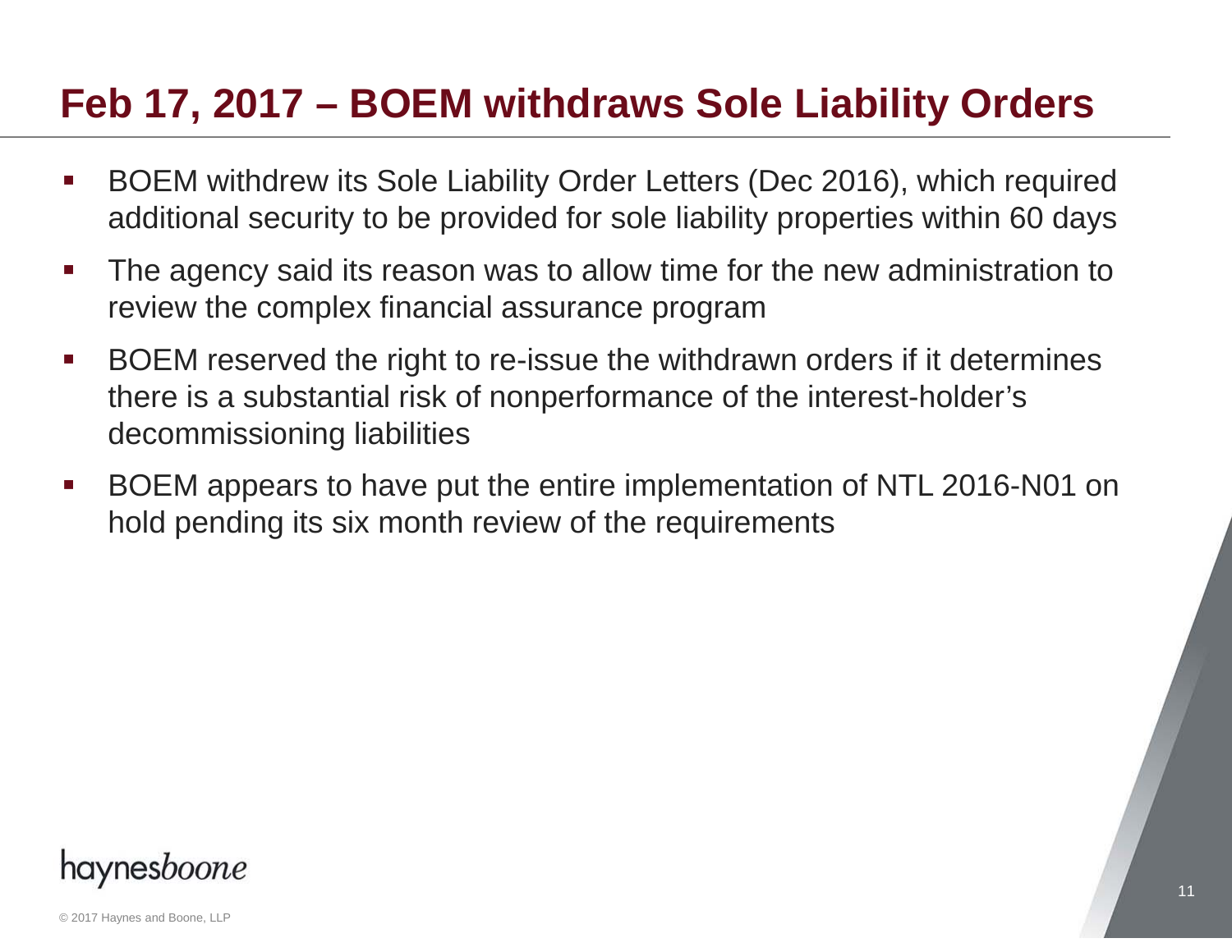# Feb 17, 2017 – BOEM withdraws Sole Liability Orders

- BOEM withdrew its Sole Liability Order Letters (Dec 2016), which required additional security to be provided for sole liability properties within 60 days
- The agency said its reason was to allow time for the new administration to review the complex financial assurance program
- BOEM reserved the right to re-issue the withdrawn orders if it determines there is a substantial risk of nonperformance of the interest-holder's decommissioning liabilities
- BOEM appears to have put the entire implementation of NTL 2016-N01 on hold pending its six month review of the requirements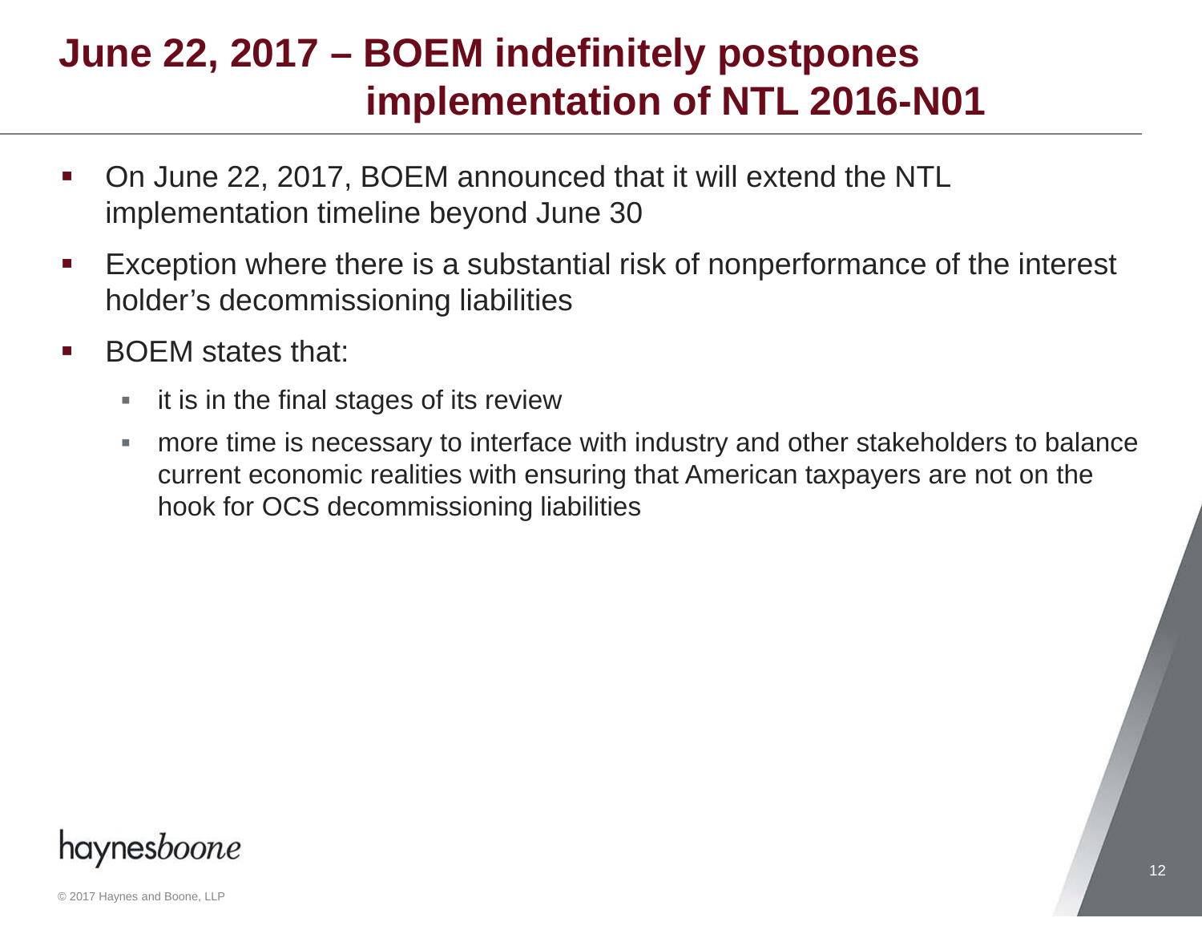# June 22, 2017 – BOEM indefinitely postpones implementation of NTL 2016-N01

- On June 22, 2017, BOEM announced that it will extend the NTL implementation timeline beyond June 30
- Exception where there is a substantial risk of nonperformance of the interest holder's decommissioning liabilities
- BOEM states that:
  - it is in the final stages of its review
  - more time is necessary to interface with industry and other stakeholders to balance current economic realities with ensuring that American taxpayers are not on the hook for OCS decommissioning liabilities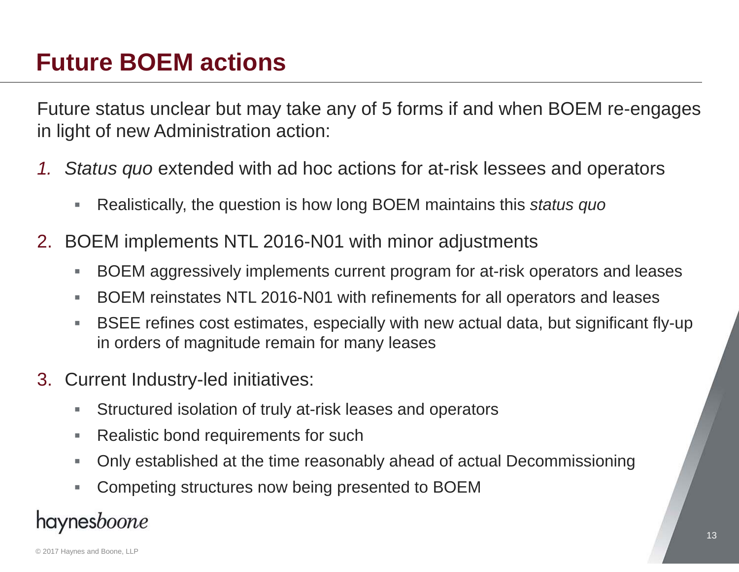# Future BOEM actions

Future status unclear but may take any of 5 forms if and when BOEM re-engages in light of new Administration action:

1. *Status quo* extended with ad hoc actions for at-risk lessees and operators
   - Realistically, the question is how long BOEM maintains this *status quo*
2. BOEM implements NTL 2016-N01 with minor adjustments
   - BOEM aggressively implements current program for at-risk operators and leases
   - BOEM reinstates NTL 2016-N01 with refinements for all operators and leases
   - BSEE refines cost estimates, especially with new actual data, but significant fly-up in orders of magnitude remain for many leases
3. Current Industry-led initiatives:
   - Structured isolation of truly at-risk leases and operators
   - Realistic bond requirements for such
   - Only established at the time reasonably ahead of actual Decommissioning
   - Competing structures now being presented to BOEM

haynesboone

© 2017 Haynes and Boone, LLP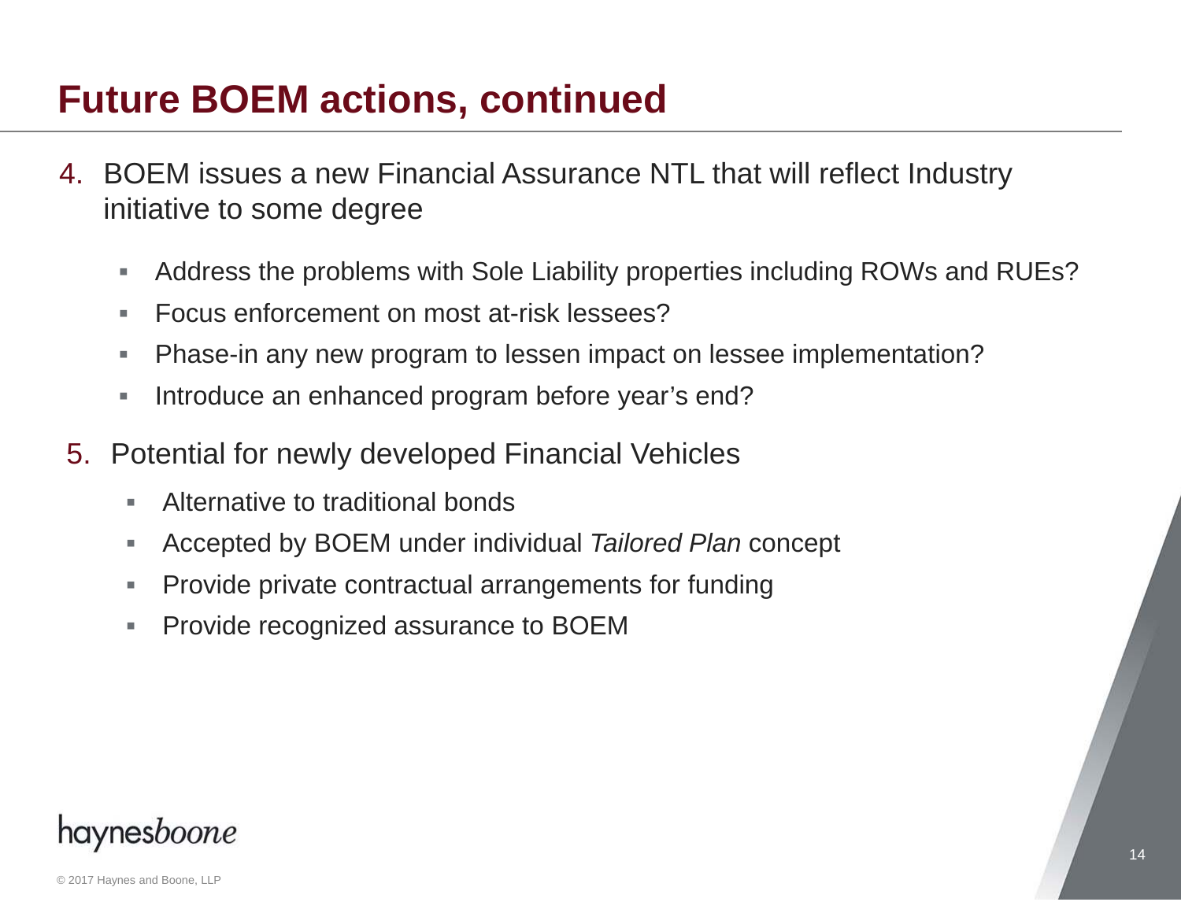# Future BOEM actions, continued

4. BOEM issues a new Financial Assurance NTL that will reflect Industry initiative to some degree
   - Address the problems with Sole Liability properties including ROWs and RUEs?
   - Focus enforcement on most at-risk lessees?
   - Phase-in any new program to lessen impact on lessee implementation?
   - Introduce an enhanced program before year's end?

5. Potential for newly developed Financial Vehicles
   - Alternative to traditional bonds
   - Accepted by BOEM under individual *Tailored Plan* concept
   - Provide private contractual arrangements for funding
   - Provide recognized assurance to BOEM

haynesboone

© 2017 Haynes and Boone, LLP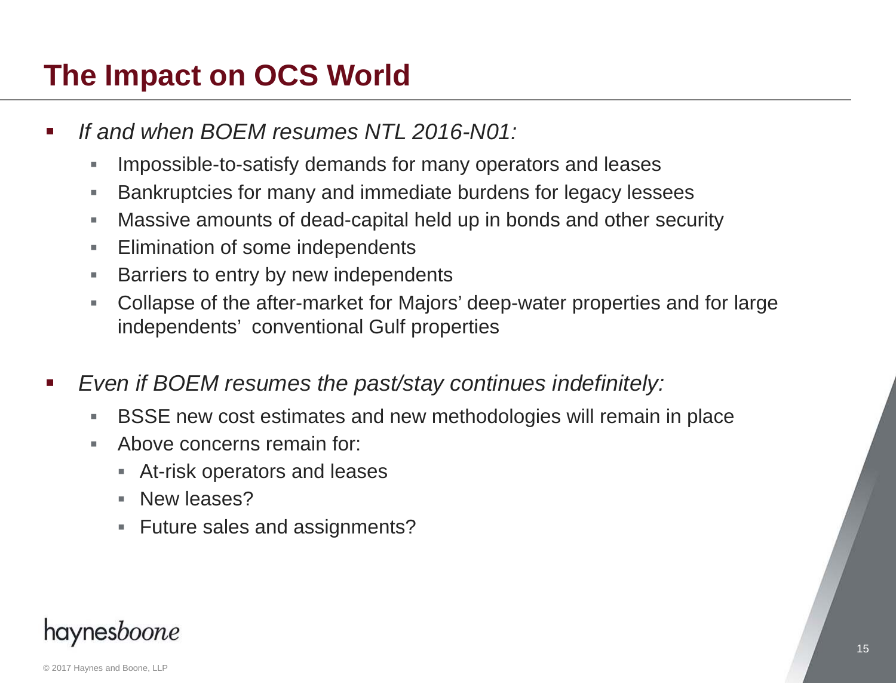# The Impact on OCS World

- *If and when BOEM resumes NTL 2016-N01:*
  - Impossible-to-satisfy demands for many operators and leases
  - Bankruptcies for many and immediate burdens for legacy lessees
  - Massive amounts of dead-capital held up in bonds and other security
  - Elimination of some independents
  - Barriers to entry by new independents
  - Collapse of the after-market for Majors' deep-water properties and for large independents' conventional Gulf properties
- *Even if BOEM resumes the past/stay continues indefinitely:*
  - BSSE new cost estimates and new methodologies will remain in place
  - Above concerns remain for:
    - At-risk operators and leases
    - New leases?
    - Future sales and assignments?

haynesboone

© 2017 Haynes and Boone, LLP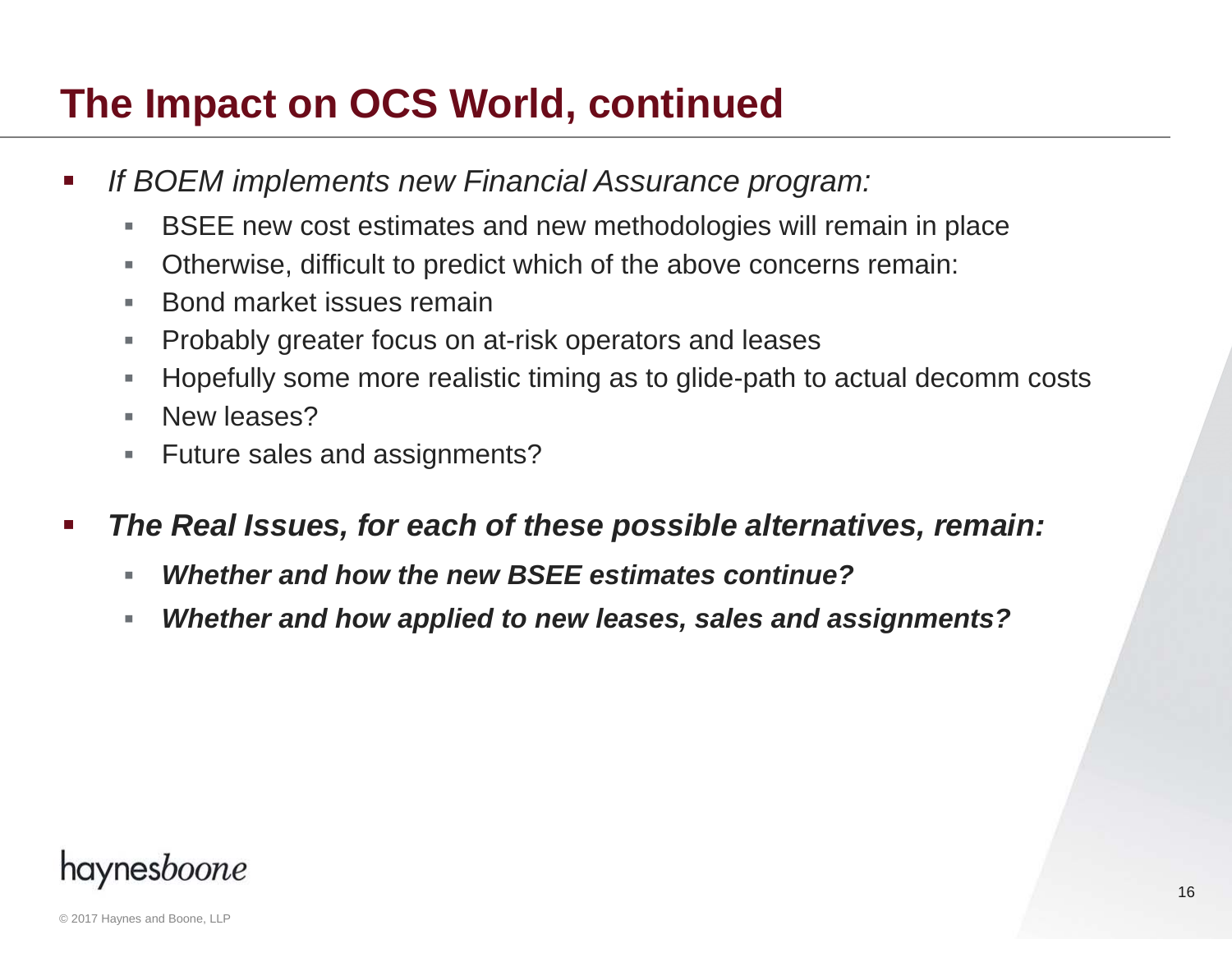# The Impact on OCS World, continued

- *If BOEM implements new Financial Assurance program:*
  - BSEE new cost estimates and new methodologies will remain in place
  - Otherwise, difficult to predict which of the above concerns remain:
  - Bond market issues remain
  - Probably greater focus on at-risk operators and leases
  - Hopefully some more realistic timing as to glide-path to actual decomm costs
  - New leases?
  - Future sales and assignments?
- ***The Real Issues, for each of these possible alternatives, remain:***
  - ***Whether and how the new BSEE estimates continue?***
  - ***Whether and how applied to new leases, sales and assignments?***

haynesboone

© 2017 Haynes and Boone, LLP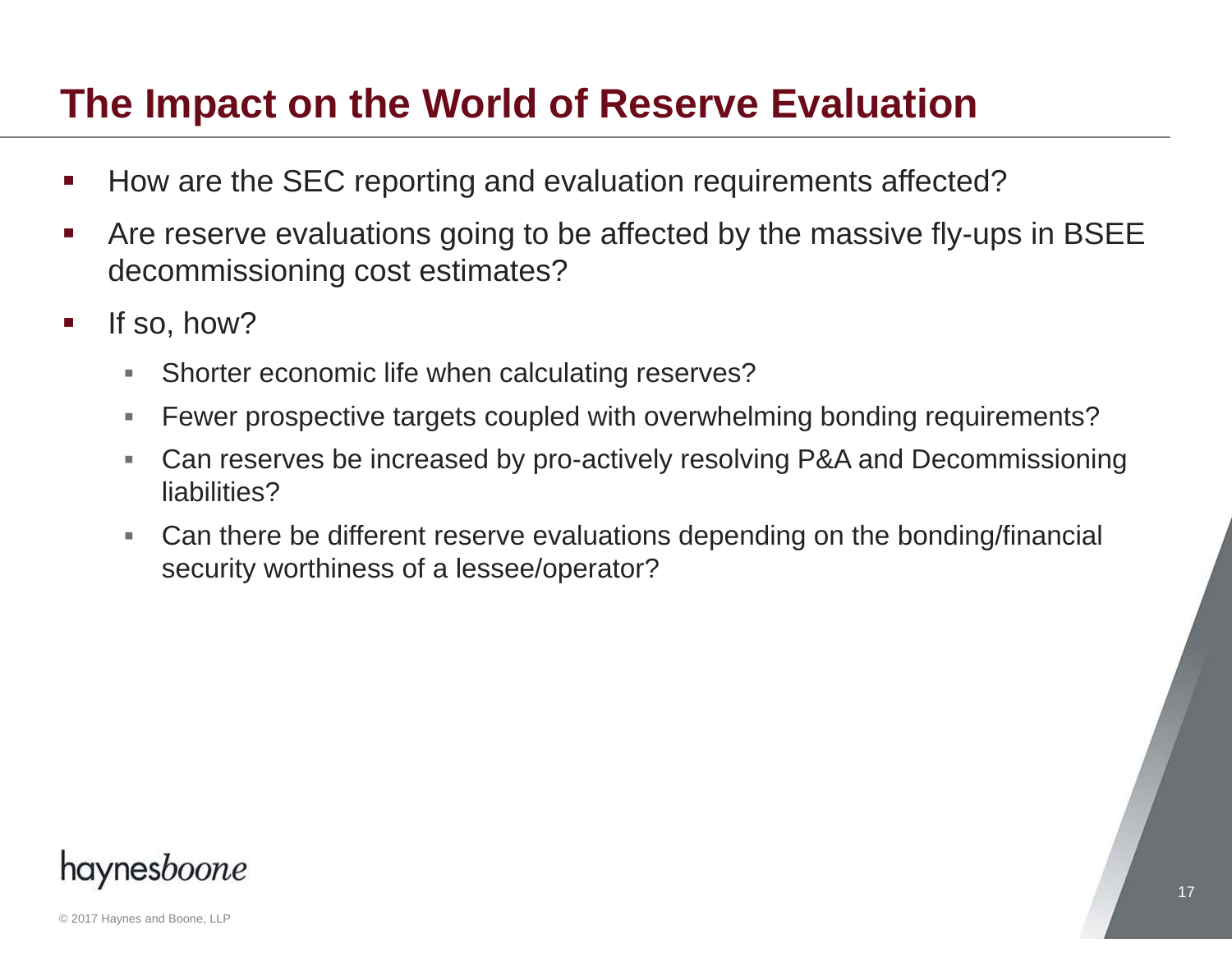# The Impact on the World of Reserve Evaluation

- How are the SEC reporting and evaluation requirements affected?
- Are reserve evaluations going to be affected by the massive fly-ups in BSEE decommissioning cost estimates?
- If so, how?
  - Shorter economic life when calculating reserves?
  - Fewer prospective targets coupled with overwhelming bonding requirements?
  - Can reserves be increased by pro-actively resolving P&A and Decommissioning liabilities?
  - Can there be different reserve evaluations depending on the bonding/financial security worthiness of a lessee/operator?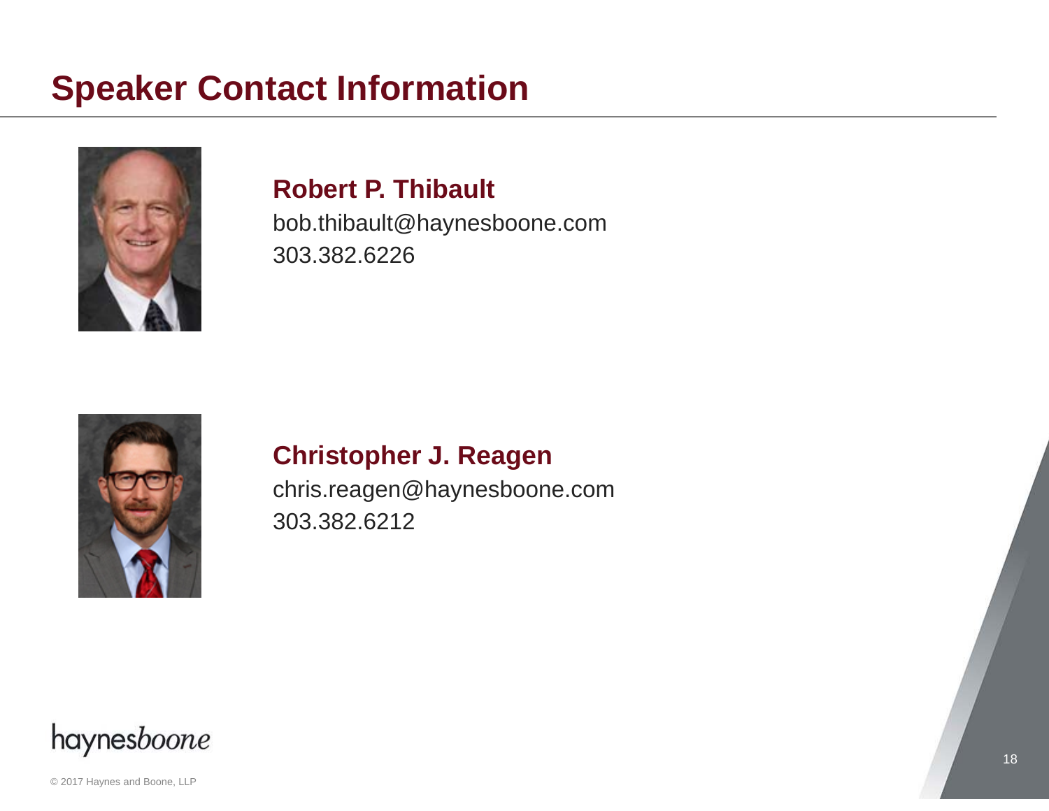# Speaker Contact Information

**Robert P. Thibault**
bob.thibault@haynesboone.com
303.382.6226

**Christopher J. Reagen**
chris.reagen@haynesboone.com
303.382.6212

haynesboone

© 2017 Haynes and Boone, LLP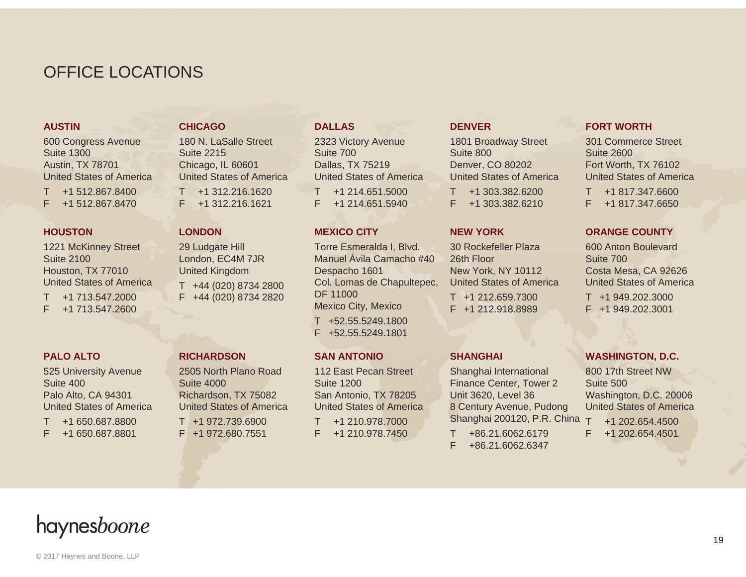# OFFICE LOCATIONS

### AUSTIN

600 Congress Avenue
Suite 1300
Austin, TX 78701
United States of America

T +1 512.867.8400
F +1 512.867.8470

### CHICAGO

180 N. LaSalle Street
Suite 2215
Chicago, IL 60601
United States of America

T +1 312.216.1620
F +1 312.216.1621

### DALLAS

2323 Victory Avenue
Suite 700
Dallas, TX 75219
United States of America

T +1 214.651.5000
F +1 214.651.5940

### DENVER

1801 Broadway Street
Suite 800
Denver, CO 80202
United States of America

T +1 303.382.6200
F +1 303.382.6210

### FORT WORTH

301 Commerce Street
Suite 2600
Fort Worth, TX 76102
United States of America

T +1 817.347.6600
F +1 817.347.6650

### HOUSTON

1221 McKinney Street
Suite 2100
Houston, TX 77010
United States of America

T +1 713.547.2000
F +1 713.547.2600

### LONDON

29 Ludgate Hill
London, EC4M 7JR
United Kingdom

T +44 (020) 8734 2800
F +44 (020) 8734 2820

### MEXICO CITY

Torre Esmeralda I, Blvd.
Manuel Ávila Camacho #40
Despacho 1601
Col. Lomas de Chapultepec,
DF 11000
Mexico City, Mexico

T +52.55.5249.1800
F +52.55.5249.1801

### NEW YORK

30 Rockefeller Plaza
26th Floor
New York, NY 10112
United States of America

T +1 212.659.7300
F +1 212.918.8989

### ORANGE COUNTY

600 Anton Boulevard
Suite 700
Costa Mesa, CA 92626
United States of America

T +1 949.202.3000
F +1 949.202.3001

### PALO ALTO

525 University Avenue
Suite 400
Palo Alto, CA 94301
United States of America

T +1 650.687.8800
F +1 650.687.8801

### RICHARDSON

2505 North Plano Road
Suite 4000
Richardson, TX 75082
United States of America

T +1 972.739.6900
F +1 972.680.7551

### SAN ANTONIO

112 East Pecan Street
Suite 1200
San Antonio, TX 78205
United States of America

T +1 210.978.7000
F +1 210.978.7450

### SHANGHAI

Shanghai International
Finance Center, Tower 2
Unit 3620, Level 36
8 Century Avenue, Pudong
Shanghai 200120, P.R. China

T +86.21.6062.6179
F +86.21.6062.6347

### WASHINGTON, D.C.

800 17th Street NW
Suite 500
Washington, D.C. 20006
United States of America

T +1 202.654.4500
F +1 202.654.4501

haynes*boone*

© 2017 Haynes and Boone, LLP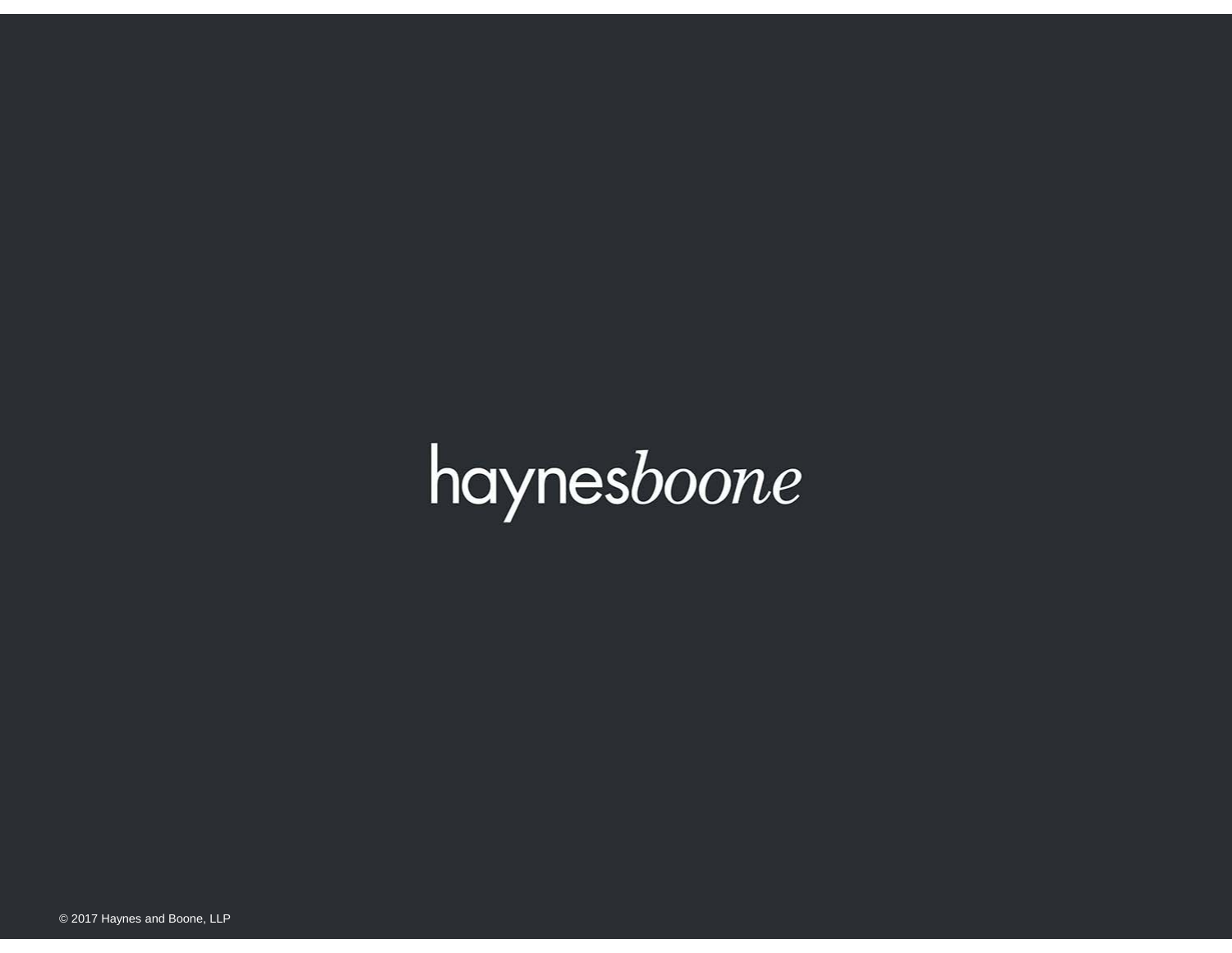haynesboone

© 2017 Haynes and Boone, LLP